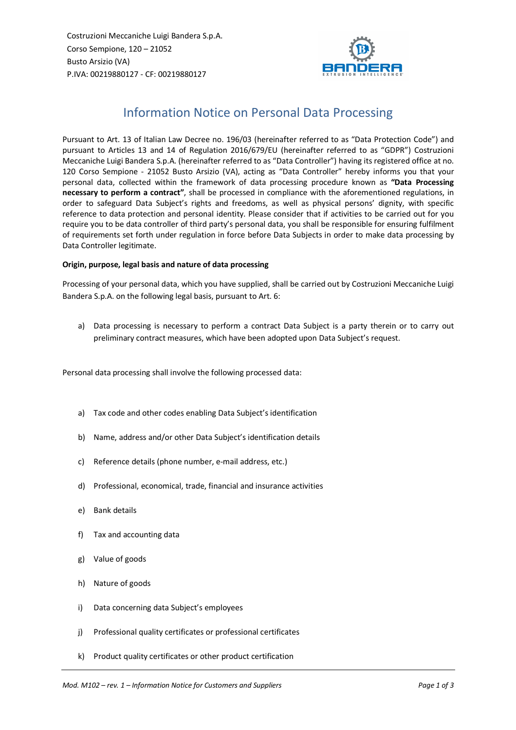Costruzioni Meccaniche Luigi Bandera S.p.A.
Corso Sempione, 120 – 21052
Busto Arsizio (VA)
P.IVA: 00219880127 - CF: 00219880127

# Information Notice on Personal Data Processing

Pursuant to Art. 13 of Italian Law Decree no. 196/03 (hereinafter referred to as "Data Protection Code") and pursuant to Articles 13 and 14 of Regulation 2016/679/EU (hereinafter referred to as "GDPR") Costruzioni Meccaniche Luigi Bandera S.p.A. (hereinafter referred to as "Data Controller") having its registered office at no. 120 Corso Sempione - 21052 Busto Arsizio (VA), acting as "Data Controller" hereby informs you that your personal data, collected within the framework of data processing procedure known as **"Data Processing necessary to perform a contract"**, shall be processed in compliance with the aforementioned regulations, in order to safeguard Data Subject's rights and freedoms, as well as physical persons' dignity, with specific reference to data protection and personal identity. Please consider that if activities to be carried out for you require you to be data controller of third party's personal data, you shall be responsible for ensuring fulfilment of requirements set forth under regulation in force before Data Subjects in order to make data processing by Data Controller legitimate.

**Origin, purpose, legal basis and nature of data processing**

Processing of your personal data, which you have supplied, shall be carried out by Costruzioni Meccaniche Luigi Bandera S.p.A. on the following legal basis, pursuant to Art. 6:

a) Data processing is necessary to perform a contract Data Subject is a party therein or to carry out preliminary contract measures, which have been adopted upon Data Subject's request.

Personal data processing shall involve the following processed data:

a) Tax code and other codes enabling Data Subject's identification
b) Name, address and/or other Data Subject's identification details
c) Reference details (phone number, e-mail address, etc.)
d) Professional, economical, trade, financial and insurance activities
e) Bank details
f) Tax and accounting data
g) Value of goods
h) Nature of goods
i) Data concerning data Subject's employees
j) Professional quality certificates or professional certificates
k) Product quality certificates or other product certification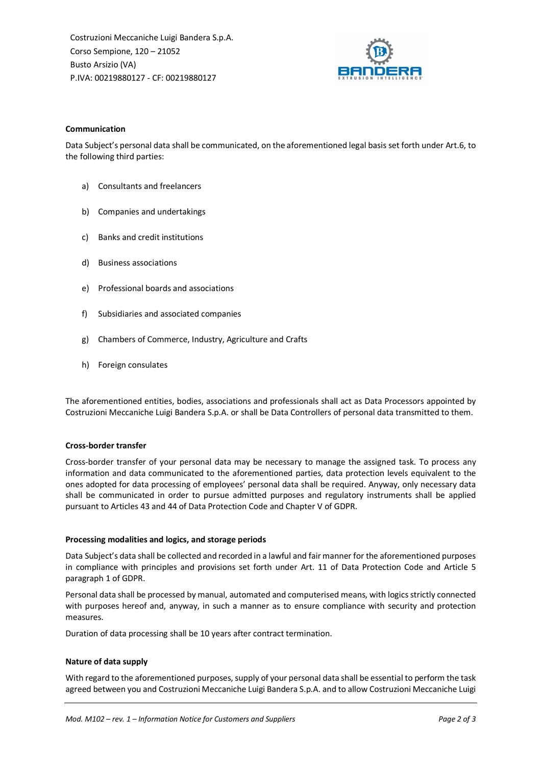Costruzioni Meccaniche Luigi Bandera S.p.A.
Corso Sempione, 120 – 21052
Busto Arsizio (VA)
P.IVA: 00219880127 - CF: 00219880127

**Communication**

Data Subject's personal data shall be communicated, on the aforementioned legal basis set forth under Art.6, to the following third parties:

a) Consultants and freelancers

b) Companies and undertakings

c) Banks and credit institutions

d) Business associations

e) Professional boards and associations

f) Subsidiaries and associated companies

g) Chambers of Commerce, Industry, Agriculture and Crafts

h) Foreign consulates

The aforementioned entities, bodies, associations and professionals shall act as Data Processors appointed by Costruzioni Meccaniche Luigi Bandera S.p.A. or shall be Data Controllers of personal data transmitted to them.

**Cross-border transfer**

Cross-border transfer of your personal data may be necessary to manage the assigned task. To process any information and data communicated to the aforementioned parties, data protection levels equivalent to the ones adopted for data processing of employees' personal data shall be required. Anyway, only necessary data shall be communicated in order to pursue admitted purposes and regulatory instruments shall be applied pursuant to Articles 43 and 44 of Data Protection Code and Chapter V of GDPR.

**Processing modalities and logics, and storage periods**

Data Subject's data shall be collected and recorded in a lawful and fair manner for the aforementioned purposes in compliance with principles and provisions set forth under Art. 11 of Data Protection Code and Article 5 paragraph 1 of GDPR.

Personal data shall be processed by manual, automated and computerised means, with logics strictly connected with purposes hereof and, anyway, in such a manner as to ensure compliance with security and protection measures.

Duration of data processing shall be 10 years after contract termination.

**Nature of data supply**

With regard to the aforementioned purposes, supply of your personal data shall be essential to perform the task agreed between you and Costruzioni Meccaniche Luigi Bandera S.p.A. and to allow Costruzioni Meccaniche Luigi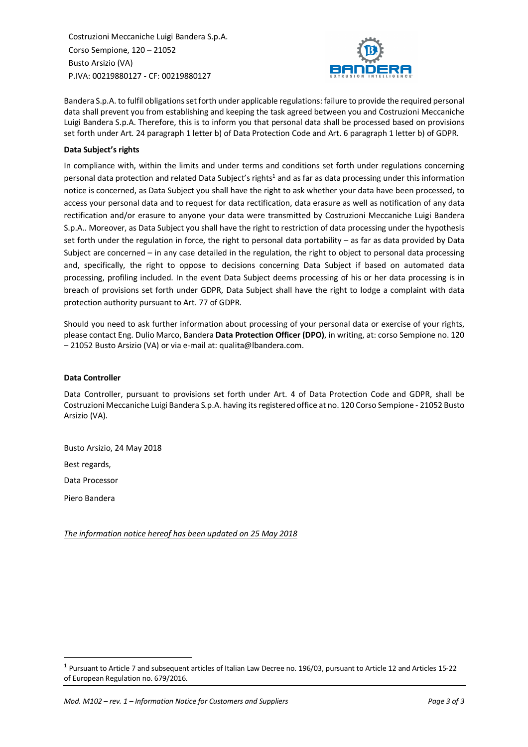Costruzioni Meccaniche Luigi Bandera S.p.A.
Corso Sempione, 120 – 21052
Busto Arsizio (VA)
P.IVA: 00219880127 - CF: 00219880127

Bandera S.p.A. to fulfil obligations set forth under applicable regulations: failure to provide the required personal data shall prevent you from establishing and keeping the task agreed between you and Costruzioni Meccaniche Luigi Bandera S.p.A. Therefore, this is to inform you that personal data shall be processed based on provisions set forth under Art. 24 paragraph 1 letter b) of Data Protection Code and Art. 6 paragraph 1 letter b) of GDPR.

**Data Subject's rights**

In compliance with, within the limits and under terms and conditions set forth under regulations concerning personal data protection and related Data Subject's rights[1] and as far as data processing under this information notice is concerned, as Data Subject you shall have the right to ask whether your data have been processed, to access your personal data and to request for data rectification, data erasure as well as notification of any data rectification and/or erasure to anyone your data were transmitted by Costruzioni Meccaniche Luigi Bandera S.p.A.. Moreover, as Data Subject you shall have the right to restriction of data processing under the hypothesis set forth under the regulation in force, the right to personal data portability – as far as data provided by Data Subject are concerned – in any case detailed in the regulation, the right to object to personal data processing and, specifically, the right to oppose to decisions concerning Data Subject if based on automated data processing, profiling included. In the event Data Subject deems processing of his or her data processing is in breach of provisions set forth under GDPR, Data Subject shall have the right to lodge a complaint with data protection authority pursuant to Art. 77 of GDPR.

Should you need to ask further information about processing of your personal data or exercise of your rights, please contact Eng. Dulio Marco, Bandera **Data Protection Officer (DPO)**, in writing, at: corso Sempione no. 120 – 21052 Busto Arsizio (VA) or via e-mail at: qualita@lbandera.com.

**Data Controller**

Data Controller, pursuant to provisions set forth under Art. 4 of Data Protection Code and GDPR, shall be Costruzioni Meccaniche Luigi Bandera S.p.A. having its registered office at no. 120 Corso Sempione - 21052 Busto Arsizio (VA).

Busto Arsizio, 24 May 2018

Best regards,

Data Processor

Piero Bandera

*The information notice hereof has been updated on 25 May 2018*

[1] Pursuant to Article 7 and subsequent articles of Italian Law Decree no. 196/03, pursuant to Article 12 and Articles 15-22 of European Regulation no. 679/2016.